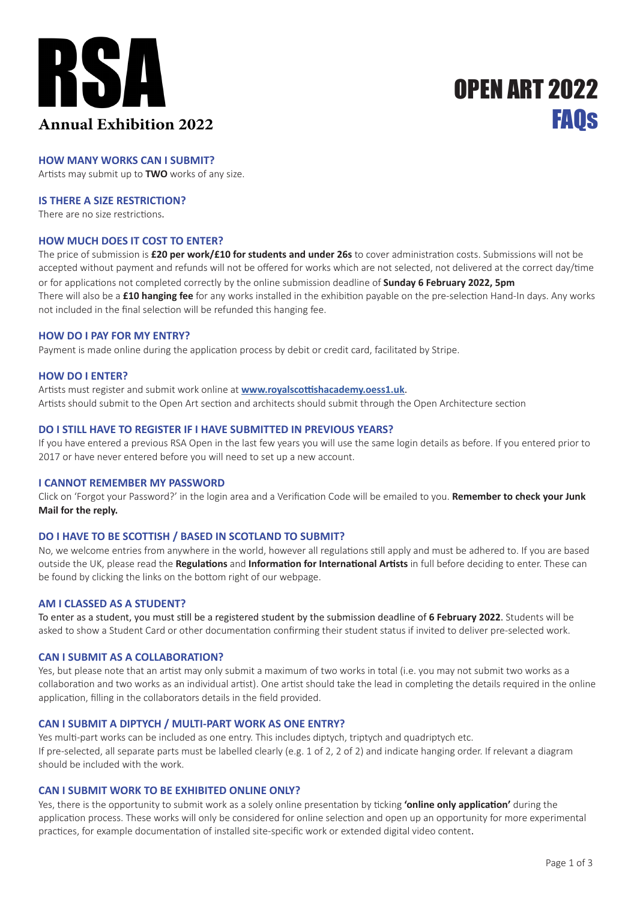# RSA

**Annual Exhibition 2022**

# OPEN ART 2022 FAQs

### HOW MANY WORKS CAN I SUBMIT?

Artists may submit up to **TWO** works of any size.

### IS THERE A SIZE RESTRICTION?

There are no size restrictions.

### HOW MUCH DOES IT COST TO ENTER?

The price of submission is **£20 per work/£10 for students and under 26s** to cover administration costs. Submissions will not be accepted without payment and refunds will not be offered for works which are not selected, not delivered at the correct day/time or for applications not completed correctly by the online submission deadline of **Sunday 6 February 2022, 5pm**

There will also be a **£10 hanging fee** for any works installed in the exhibition payable on the pre-selection Hand-In days. Any works not included in the final selection will be refunded this hanging fee.

### HOW DO I PAY FOR MY ENTRY?

Payment is made online during the application process by debit or credit card, facilitated by Stripe.

### HOW DO I ENTER?

Artists must register and submit work online at **www.royalscottishacademy.oess1.uk**.

Artists should submit to the Open Art section and architects should submit through the Open Architecture section

### DO I STILL HAVE TO REGISTER IF I HAVE SUBMITTED IN PREVIOUS YEARS?

If you have entered a previous RSA Open in the last few years you will use the same login details as before. If you entered prior to 2017 or have never entered before you will need to set up a new account.

### I CANNOT REMEMBER MY PASSWORD

Click on 'Forgot your Password?' in the login area and a Verification Code will be emailed to you. **Remember to check your Junk Mail for the reply.**

### DO I HAVE TO BE SCOTTISH / BASED IN SCOTLAND TO SUBMIT?

No, we welcome entries from anywhere in the world, however all regulations still apply and must be adhered to. If you are based outside the UK, please read the **Regulations** and **Information for International Artists** in full before deciding to enter. These can be found by clicking the links on the bottom right of our webpage.

### AM I CLASSED AS A STUDENT?

To enter as a student, you must still be a registered student by the submission deadline of **6 February 2022**. Students will be asked to show a Student Card or other documentation confirming their student status if invited to deliver pre-selected work.

### CAN I SUBMIT AS A COLLABORATION?

Yes, but please note that an artist may only submit a maximum of two works in total (i.e. you may not submit two works as a collaboration and two works as an individual artist). One artist should take the lead in completing the details required in the online application, filling in the collaborators details in the field provided.

### CAN I SUBMIT A DIPTYCH / MULTI-PART WORK AS ONE ENTRY?

Yes multi-part works can be included as one entry. This includes diptych, triptych and quadriptych etc.

If pre-selected, all separate parts must be labelled clearly (e.g. 1 of 2, 2 of 2) and indicate hanging order. If relevant a diagram should be included with the work.

### CAN I SUBMIT WORK TO BE EXHIBITED ONLINE ONLY?

Yes, there is the opportunity to submit work as a solely online presentation by ticking **'online only application'** during the application process. These works will only be considered for online selection and open up an opportunity for more experimental practices, for example documentation of installed site-specific work or extended digital video content.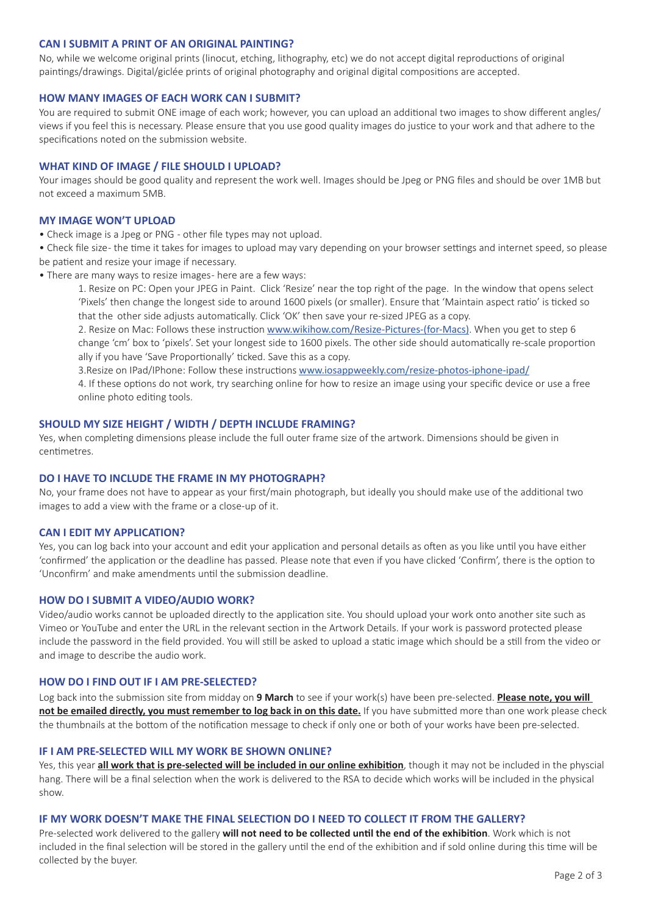### CAN I SUBMIT A PRINT OF AN ORIGINAL PAINTING?

No, while we welcome original prints (linocut, etching, lithography, etc) we do not accept digital reproductions of original paintings/drawings. Digital/giclée prints of original photography and original digital compositions are accepted.

### HOW MANY IMAGES OF EACH WORK CAN I SUBMIT?

You are required to submit ONE image of each work; however, you can upload an additional two images to show different angles/ views if you feel this is necessary. Please ensure that you use good quality images do justice to your work and that adhere to the specifications noted on the submission website.

### WHAT KIND OF IMAGE / FILE SHOULD I UPLOAD?

Your images should be good quality and represent the work well. Images should be Jpeg or PNG files and should be over 1MB but not exceed a maximum 5MB.

### MY IMAGE WON'T UPLOAD

- Check image is a Jpeg or PNG - other file types may not upload.
- Check file size- the time it takes for images to upload may vary depending on your browser settings and internet speed, so please be patient and resize your image if necessary.
- There are many ways to resize images- here are a few ways:

    1. Resize on PC: Open your JPEG in Paint. Click 'Resize' near the top right of the page. In the window that opens select 'Pixels' then change the longest side to around 1600 pixels (or smaller). Ensure that 'Maintain aspect ratio' is ticked so that the other side adjusts automatically. Click 'OK' then save your re-sized JPEG as a copy.
    2. Resize on Mac: Follows these instruction [www.wikihow.com/Resize-Pictures-(for-Macs)](www.wikihow.com/Resize-Pictures-(for-Macs)). When you get to step 6 change 'cm' box to 'pixels'. Set your longest side to 1600 pixels. The other side should automatically re-scale proportion ally if you have 'Save Proportionally' ticked. Save this as a copy.
    3. Resize on IPad/IPhone: Follow these instructions [www.iosappweekly.com/resize-photos-iphone-ipad/](www.iosappweekly.com/resize-photos-iphone-ipad/)
    4. If these options do not work, try searching online for how to resize an image using your specific device or use a free online photo editing tools.

### SHOULD MY SIZE HEIGHT / WIDTH / DEPTH INCLUDE FRAMING?

Yes, when completing dimensions please include the full outer frame size of the artwork. Dimensions should be given in centimetres.

### DO I HAVE TO INCLUDE THE FRAME IN MY PHOTOGRAPH?

No, your frame does not have to appear as your first/main photograph, but ideally you should make use of the additional two images to add a view with the frame or a close-up of it.

### CAN I EDIT MY APPLICATION?

Yes, you can log back into your account and edit your application and personal details as often as you like until you have either 'confirmed' the application or the deadline has passed. Please note that even if you have clicked 'Confirm', there is the option to 'Unconfirm' and make amendments until the submission deadline.

### HOW DO I SUBMIT A VIDEO/AUDIO WORK?

Video/audio works cannot be uploaded directly to the application site. You should upload your work onto another site such as Vimeo or YouTube and enter the URL in the relevant section in the Artwork Details. If your work is password protected please include the password in the field provided. You will still be asked to upload a static image which should be a still from the video or and image to describe the audio work.

### HOW DO I FIND OUT IF I AM PRE-SELECTED?

Log back into the submission site from midday on **9 March** to see if your work(s) have been pre-selected. **Please note, you will not be emailed directly, you must remember to log back in on this date.** If you have submitted more than one work please check the thumbnails at the bottom of the notification message to check if only one or both of your works have been pre-selected.

### IF I AM PRE-SELECTED WILL MY WORK BE SHOWN ONLINE?

Yes, this year **all work that is pre-selected will be included in our online exhibition**, though it may not be included in the physcial hang. There will be a final selection when the work is delivered to the RSA to decide which works will be included in the physical show.

### IF MY WORK DOESN'T MAKE THE FINAL SELECTION DO I NEED TO COLLECT IT FROM THE GALLERY?

Pre-selected work delivered to the gallery **will not need to be collected until the end of the exhibition**. Work which is not included in the final selection will be stored in the gallery until the end of the exhibition and if sold online during this time will be collected by the buyer.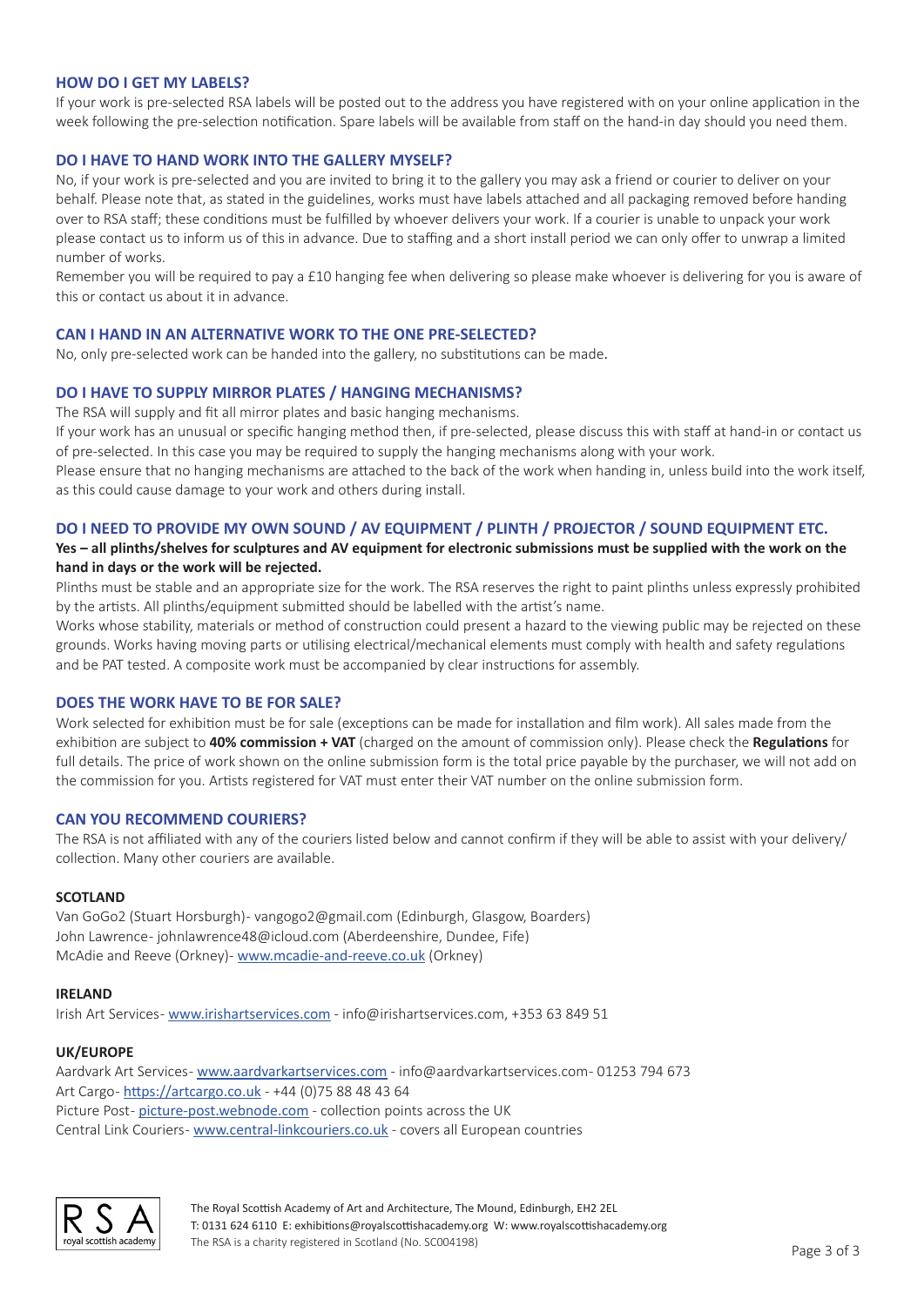### HOW DO I GET MY LABELS?

If your work is pre-selected RSA labels will be posted out to the address you have registered with on your online application in the week following the pre-selection notification. Spare labels will be available from staff on the hand-in day should you need them.

### DO I HAVE TO HAND WORK INTO THE GALLERY MYSELF?

No, if your work is pre-selected and you are invited to bring it to the gallery you may ask a friend or courier to deliver on your behalf. Please note that, as stated in the guidelines, works must have labels attached and all packaging removed before handing over to RSA staff; these conditions must be fulfilled by whoever delivers your work. If a courier is unable to unpack your work please contact us to inform us of this in advance. Due to staffing and a short install period we can only offer to unwrap a limited number of works.

Remember you will be required to pay a £10 hanging fee when delivering so please make whoever is delivering for you is aware of this or contact us about it in advance.

### CAN I HAND IN AN ALTERNATIVE WORK TO THE ONE PRE-SELECTED?

No, only pre-selected work can be handed into the gallery, no substitutions can be made.

### DO I HAVE TO SUPPLY MIRROR PLATES / HANGING MECHANISMS?

The RSA will supply and fit all mirror plates and basic hanging mechanisms.

If your work has an unusual or specific hanging method then, if pre-selected, please discuss this with staff at hand-in or contact us of pre-selected. In this case you may be required to supply the hanging mechanisms along with your work.

Please ensure that no hanging mechanisms are attached to the back of the work when handing in, unless build into the work itself, as this could cause damage to your work and others during install.

### DO I NEED TO PROVIDE MY OWN SOUND / AV EQUIPMENT / PLINTH / PROJECTOR / SOUND EQUIPMENT ETC.

**Yes – all plinths/shelves for sculptures and AV equipment for electronic submissions must be supplied with the work on the hand in days or the work will be rejected.**

Plinths must be stable and an appropriate size for the work. The RSA reserves the right to paint plinths unless expressly prohibited by the artists. All plinths/equipment submitted should be labelled with the artist's name.

Works whose stability, materials or method of construction could present a hazard to the viewing public may be rejected on these grounds. Works having moving parts or utilising electrical/mechanical elements must comply with health and safety regulations and be PAT tested. A composite work must be accompanied by clear instructions for assembly.

### DOES THE WORK HAVE TO BE FOR SALE?

Work selected for exhibition must be for sale (exceptions can be made for installation and film work). All sales made from the exhibition are subject to **40% commission + VAT** (charged on the amount of commission only). Please check the **Regulations** for full details. The price of work shown on the online submission form is the total price payable by the purchaser, we will not add on the commission for you. Artists registered for VAT must enter their VAT number on the online submission form.

### CAN YOU RECOMMEND COURIERS?

The RSA is not affiliated with any of the couriers listed below and cannot confirm if they will be able to assist with your delivery/ collection. Many other couriers are available.

**SCOTLAND**

Van GoGo2 (Stuart Horsburgh)- vangogo2@gmail.com (Edinburgh, Glasgow, Boarders)
John Lawrence- johnlawrence48@icloud.com (Aberdeenshire, Dundee, Fife)
McAdie and Reeve (Orkney)- www.mcadie-and-reeve.co.uk (Orkney)

**IRELAND**

Irish Art Services- www.irishartservices.com - info@irishartservices.com, +353 63 849 51

**UK/EUROPE**

Aardvark Art Services- www.aardvarkartservices.com - info@aardvarkartservices.com- 01253 794 673
Art Cargo- https://artcargo.co.uk - +44 (0)75 88 48 43 64
Picture Post- picture-post.webnode.com - collection points across the UK
Central Link Couriers- www.central-linkcouriers.co.uk - covers all European countries

The Royal Scottish Academy of Art and Architecture, The Mound, Edinburgh, EH2 2EL
T: 0131 624 6110 E: exhibitions@royalscottishacademy.org W: www.royalscottishacademy.org
The RSA is a charity registered in Scotland (No. SC004198)